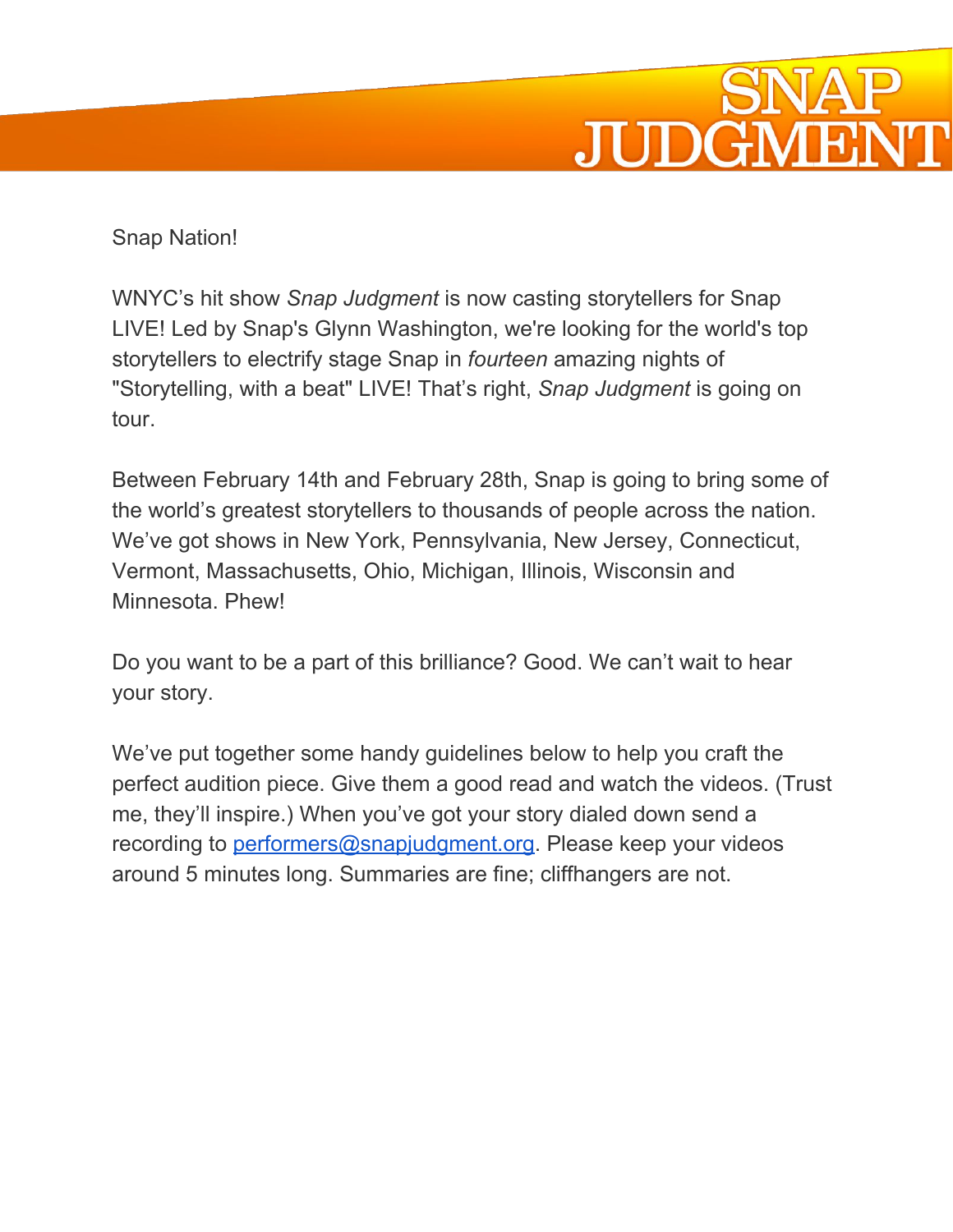# SNAP JUDGMENT

Snap Nation!

WNYC's hit show *Snap Judgment* is now casting storytellers for Snap LIVE! Led by Snap's Glynn Washington, we're looking for the world's top storytellers to electrify stage Snap in *fourteen* amazing nights of "Storytelling, with a beat" LIVE! That's right, *Snap Judgment* is going on tour.

Between February 14th and February 28th, Snap is going to bring some of the world's greatest storytellers to thousands of people across the nation. We've got shows in New York, Pennsylvania, New Jersey, Connecticut, Vermont, Massachusetts, Ohio, Michigan, Illinois, Wisconsin and Minnesota. Phew!

Do you want to be a part of this brilliance? Good. We can't wait to hear your story.

We've put together some handy guidelines below to help you craft the perfect audition piece. Give them a good read and watch the videos. (Trust me, they'll inspire.) When you've got your story dialed down send a recording to [performers@snapjudgment.org](mailto:performers@snapjudgment.org). Please keep your videos around 5 minutes long. Summaries are fine; cliffhangers are not.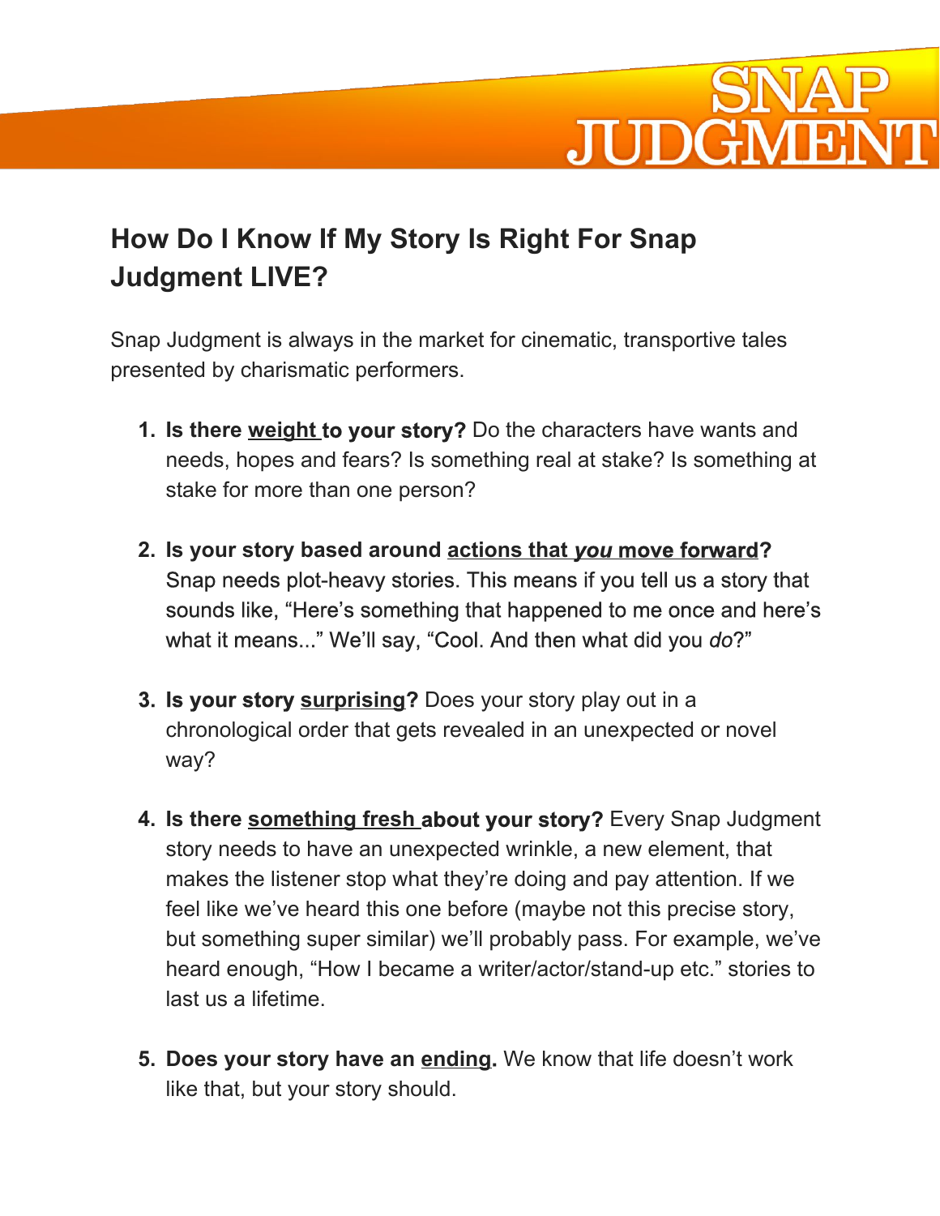## How Do I Know If My Story Is Right For Snap Judgment LIVE?

Snap Judgment is always in the market for cinematic, transportive tales presented by charismatic performers.

1. **Is there weight to your story?** Do the characters have wants and needs, hopes and fears? Is something real at stake? Is something at stake for more than one person?

2. **Is your story based around actions that *you* move forward?** Snap needs plot-heavy stories. This means if you tell us a story that sounds like, "Here's something that happened to me once and here's what it means..." We'll say, "Cool. And then what did you *do*?"

3. **Is your story surprising?** Does your story play out in a chronological order that gets revealed in an unexpected or novel way?

4. **Is there something fresh about your story?** Every Snap Judgment story needs to have an unexpected wrinkle, a new element, that makes the listener stop what they're doing and pay attention. If we feel like we've heard this one before (maybe not this precise story, but something super similar) we'll probably pass. For example, we've heard enough, "How I became a writer/actor/stand-up etc." stories to last us a lifetime.

5. **Does your story have an ending.** We know that life doesn't work like that, but your story should.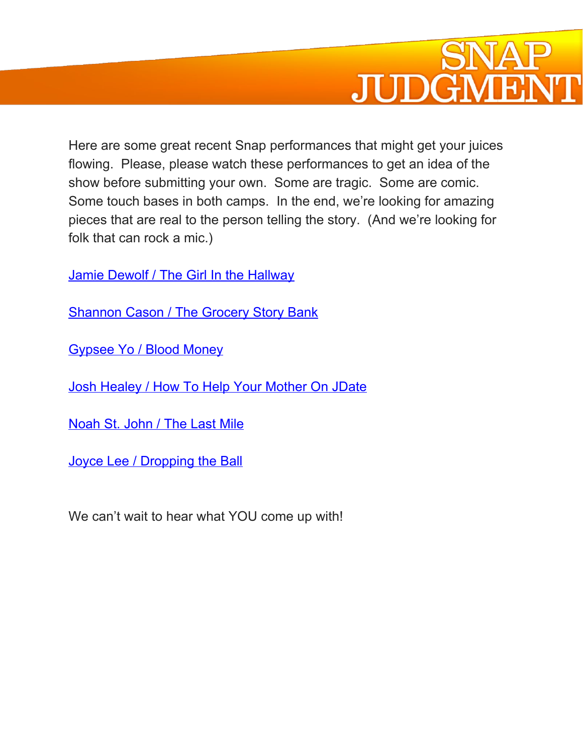Here are some great recent Snap performances that might get your juices flowing.  Please, please watch these performances to get an idea of the show before submitting your own.  Some are tragic.  Some are comic.  Some touch bases in both camps.  In the end, we're looking for amazing pieces that are real to the person telling the story.  (And we're looking for folk that can rock a mic.)

Jamie Dewolf / The Girl In the Hallway

Shannon Cason / The Grocery Story Bank

Gypsee Yo / Blood Money

Josh Healey / How To Help Your Mother On JDate

Noah St. John / The Last Mile

Joyce Lee / Dropping the Ball

We can't wait to hear what YOU come up with!